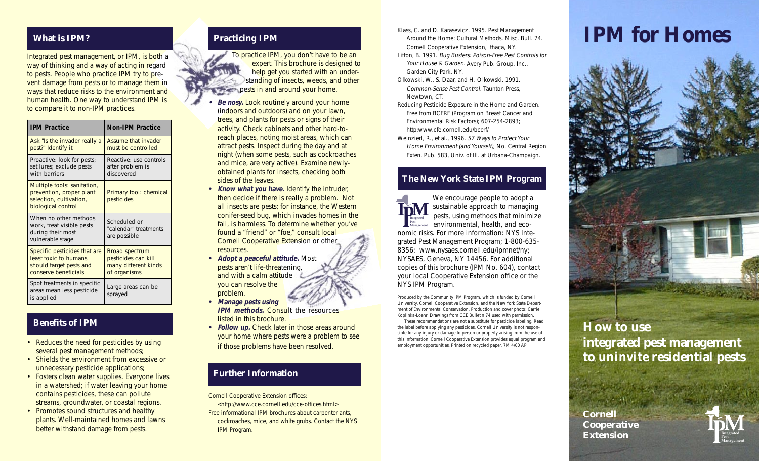# IPM for Homes

## How to use integrated pest management to uninvite residential pests

**Cornell Cooperative Extension**

## What is IPM?

Integrated pest management, or IPM, is both a way of thinking and a way of acting in regard to pests. People who practice IPM try to prevent damage from pests or to manage them in ways that reduce risks to the environment and human health. One way to understand IPM is to compare it to non-IPM practices.

| IPM Practice | Non-IPM Practice |
|---|---|
| Ask "Is the invader really a pest?" Identify it | Assume that invader must be controlled |
| Proactive: look for pests; set lures; exclude pests with barriers | Reactive: use controls after problem is discovered |
| Multiple tools: sanitation, prevention, proper plant selection, cultivation, biological control | Primary tool: chemical pesticides |
| When no other methods work, treat visible pests during their most vulnerable stage | Scheduled or "calendar" treatments are possible |
| Specific pesticides that are least toxic to humans should target pests and conserve beneficials | Broad spectrum pesticides can kill many different kinds of organisms |
| Spot treatments in specific areas mean less pesticide is applied | Large areas can be sprayed |

## Benefits of IPM

- Reduces the need for pesticides by using several pest management methods;
- Shields the environment from excessive or unnecessary pesticide applications;
- Fosters clean water supplies. Everyone lives in a watershed; if water leaving your home contains pesticides, these can pollute streams, groundwater, or coastal regions.
- Promotes sound structures and healthy plants. Well-maintained homes and lawns better withstand damage from pests.

## Practicing IPM

To practice IPM, you don't have to be an expert. This brochure is designed to help get you started with an understanding of insects, weeds, and other pests in and around your home.

- ***Be nosy.*** Look routinely around your home (indoors and outdoors) and on your lawn, trees, and plants for pests or signs of their activity. Check cabinets and other hard-to-reach places, noting moist areas, which can attract pests. Inspect during the day and at night (when some pests, such as cockroaches and mice, are very active). Examine newly-obtained plants for insects, checking both sides of the leaves.
- ***Know what you have.*** Identify the intruder, then decide if there is really a problem. Not all insects are pests; for instance, the Western conifer-seed bug, which invades homes in the fall, is harmless. To determine whether you've found a "friend" or "foe," consult local Cornell Cooperative Extension or other resources.
- ***Adopt a peaceful attitude.*** Most pests aren't life-threatening, and with a calm attitude you can resolve the problem.
- ***Manage pests using IPM methods.*** Consult the resources listed in this brochure.
- ***Follow up.*** Check later in those areas around your home where pests were a problem to see if those problems have been resolved.

## Further Information

Cornell Cooperative Extension offices: <http://www.cce.cornell.edu/cce-offices.html>

Free informational IPM brochures about carpenter ants, cockroaches, mice, and white grubs. Contact the NYS IPM Program.

Klass, C. and D. Karasevicz. 1995. Pest Management Around the Home: Cultural Methods. Misc. Bull. 74. Cornell Cooperative Extension, Ithaca, NY.

Lifton, B. 1991. *Bug Busters: Poison-Free Pest Controls for Your House & Garden.* Avery Pub. Group, Inc., Garden City Park, NY.

Olkowski, W., S. Daar, and H. Olkowski. 1991. *Common-Sense Pest Control.* Taunton Press, Newtown, CT.

Reducing Pesticide Exposure in the Home and Garden. Free from BCERF (Program on Breast Cancer and Environmental Risk Factors); 607-254-2893; http:www.cfe.cornell.edu/bcerf/

Weinzierl, R., et al., 1996. *57 Ways to Protect Your Home Environment (and Yourself),* No. Central Region Exten. Pub. 583, Univ. of Ill. at Urbana-Champaign.

## The New York State IPM Program

We encourage people to adopt a sustainable approach to managing pests, using methods that minimize environmental, health, and economic risks. For more information: NYS Integrated Pest Management Program; 1-800-635-8356; www.nysaes.cornell.edu/ipmnet/ny; NYSAES, Geneva, NY 14456. For additional copies of this brochure (IPM No. 604), contact your local Cooperative Extension office or the NYS IPM Program.

Produced by the Community IPM Program, which is funded by Cornell University, Cornell Cooperative Extension, and the New York State Department of Environmental Conservation. Production and cover photo: Carrie Koplinka-Loehr; Drawings from CCE Bulletin 74 used with permission.

These recommendations are not a substitute for pesticide labeling. Read the label before applying any pesticides. Cornell University is not responsible for any injury or damage to person or property arising from the use of this information. Cornell Cooperative Extension provides equal program and employment opportunities. Printed on recycled paper. 7M 4/00 AP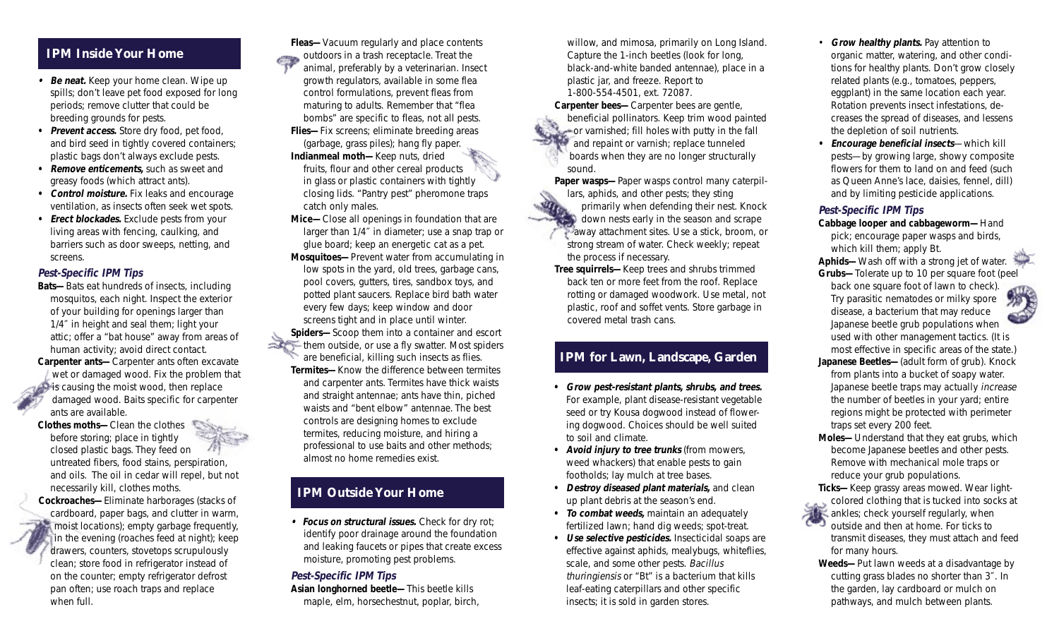## IPM Inside Your Home

- ***Be neat.*** Keep your home clean. Wipe up spills; don't leave pet food exposed for long periods; remove clutter that could be breeding grounds for pests.
- ***Prevent access.*** Store dry food, pet food, and bird seed in tightly covered containers; plastic bags don't always exclude pests.
- ***Remove enticements,*** such as sweet and greasy foods (which attract ants).
- ***Control moisture.*** Fix leaks and encourage ventilation, as insects often seek wet spots.
- ***Erect blockades.*** Exclude pests from your living areas with fencing, caulking, and barriers such as door sweeps, netting, and screens.

### *Pest-Specific IPM Tips*

**Bats—** Bats eat hundreds of insects, including mosquitos, each night. Inspect the exterior of your building for openings larger than 1/4″ in height and seal them; light your attic; offer a "bat house" away from areas of human activity; avoid direct contact.

**Carpenter ants—** Carpenter ants often excavate wet or damaged wood. Fix the problem that is causing the moist wood, then replace damaged wood. Baits specific for carpenter ants are available.

**Clothes moths—** Clean the clothes before storing; place in tightly closed plastic bags. They feed on untreated fibers, food stains, perspiration, and oils. The oil in cedar will repel, but not necessarily kill, clothes moths.

**Cockroaches—** Eliminate harborages (stacks of cardboard, paper bags, and clutter in warm, moist locations); empty garbage frequently, in the evening (roaches feed at night); keep drawers, counters, stovetops scrupulously clean; store food in refrigerator instead of on the counter; empty refrigerator defrost pan often; use roach traps and replace when full.

**Fleas—** Vacuum regularly and place contents outdoors in a trash receptacle. Treat the animal, preferably by a veterinarian. Insect growth regulators, available in some flea control formulations, prevent fleas from maturing to adults. Remember that "flea bombs" are specific to fleas, not all pests.

**Flies—** Fix screens; eliminate breeding areas (garbage, grass piles); hang fly paper.

**Indianmeal moth—** Keep nuts, dried fruits, flour and other cereal products in glass or plastic containers with tightly closing lids. "Pantry pest" pheromone traps catch only males.

**Mice—** Close all openings in foundation that are larger than 1/4″ in diameter; use a snap trap or glue board; keep an energetic cat as a pet.

**Mosquitoes—** Prevent water from accumulating in low spots in the yard, old trees, garbage cans, pool covers, gutters, tires, sandbox toys, and potted plant saucers. Replace bird bath water every few days; keep window and door screens tight and in place until winter.

**Spiders—** Scoop them into a container and escort them outside, or use a fly swatter. Most spiders are beneficial, killing such insects as flies.

**Termites—** Know the difference between termites and carpenter ants. Termites have thick waists and straight antennae; ants have thin, piched waists and "bent elbow" antennae. The best controls are designing homes to exclude termites, reducing moisture, and hiring a professional to use baits and other methods; almost no home remedies exist.

## IPM Outside Your Home

- ***Focus on structural issues.*** Check for dry rot; identify poor drainage around the foundation and leaking faucets or pipes that create excess moisture, promoting pest problems.

### *Pest-Specific IPM Tips*

**Asian longhorned beetle—** This beetle kills maple, elm, horsechestnut, poplar, birch, willow, and mimosa, primarily on Long Island. Capture the 1-inch beetles (look for long, black-and-white banded antennae), place in a plastic jar, and freeze. Report to 1-800-554-4501, ext. 72087.

**Carpenter bees—** Carpenter bees are gentle, beneficial pollinators. Keep trim wood painted or varnished; fill holes with putty in the fall and repaint or varnish; replace tunneled boards when they are no longer structurally sound.

**Paper wasps—** Paper wasps control many caterpillars, aphids, and other pests; they sting primarily when defending their nest. Knock down nests early in the season and scrape away attachment sites. Use a stick, broom, or strong stream of water. Check weekly; repeat the process if necessary.

**Tree squirrels—** Keep trees and shrubs trimmed back ten or more feet from the roof. Replace rotting or damaged woodwork. Use metal, not plastic, roof and soffet vents. Store garbage in covered metal trash cans.

## IPM for Lawn, Landscape, Garden

- ***Grow pest-resistant plants, shrubs, and trees.*** For example, plant disease-resistant vegetable seed or try Kousa dogwood instead of flowering dogwood. Choices should be well suited to soil and climate.
- ***Avoid injury to tree trunks*** (from mowers, weed whackers) that enable pests to gain footholds; lay mulch at tree bases.
- ***Destroy diseased plant materials,*** and clean up plant debris at the season's end.
- ***To combat weeds,*** maintain an adequately fertilized lawn; hand dig weeds; spot-treat.
- ***Use selective pesticides.*** Insecticidal soaps are effective against aphids, mealybugs, whiteflies, scale, and some other pests. *Bacillus thuringiensis* or "Bt" is a bacterium that kills leaf-eating caterpillars and other specific insects; it is sold in garden stores.
- ***Grow healthy plants.*** Pay attention to organic matter, watering, and other conditions for healthy plants. Don't grow closely related plants (e.g., tomatoes, peppers, eggplant) in the same location each year. Rotation prevents insect infestations, decreases the spread of diseases, and lessens the depletion of soil nutrients.
- ***Encourage beneficial insects***—which kill pests—by growing large, showy composite flowers for them to land on and feed (such as Queen Anne's lace, daisies, fennel, dill) and by limiting pesticide applications.

### *Pest-Specific IPM Tips*

**Cabbage looper and cabbageworm—** Hand pick; encourage paper wasps and birds, which kill them; apply Bt.

**Aphids—** Wash off with a strong jet of water.

**Grubs—** Tolerate up to 10 per square foot (peel back one square foot of lawn to check). Try parasitic nematodes or milky spore disease, a bacterium that may reduce Japanese beetle grub populations when used with other management tactics. (It is most effective in specific areas of the state.)

**Japanese Beetles—** (adult form of grub). Knock from plants into a bucket of soapy water. Japanese beetle traps may actually *increase* the number of beetles in your yard; entire regions might be protected with perimeter traps set every 200 feet.

**Moles—** Understand that they eat grubs, which become Japanese beetles and other pests. Remove with mechanical mole traps or reduce your grub populations.

**Ticks—** Keep grassy areas mowed. Wear light-colored clothing that is tucked into socks at ankles; check yourself regularly, when outside and then at home. For ticks to transmit diseases, they must attach and feed for many hours.

**Weeds—** Put lawn weeds at a disadvantage by cutting grass blades no shorter than 3″. In the garden, lay cardboard or mulch on pathways, and mulch between plants.